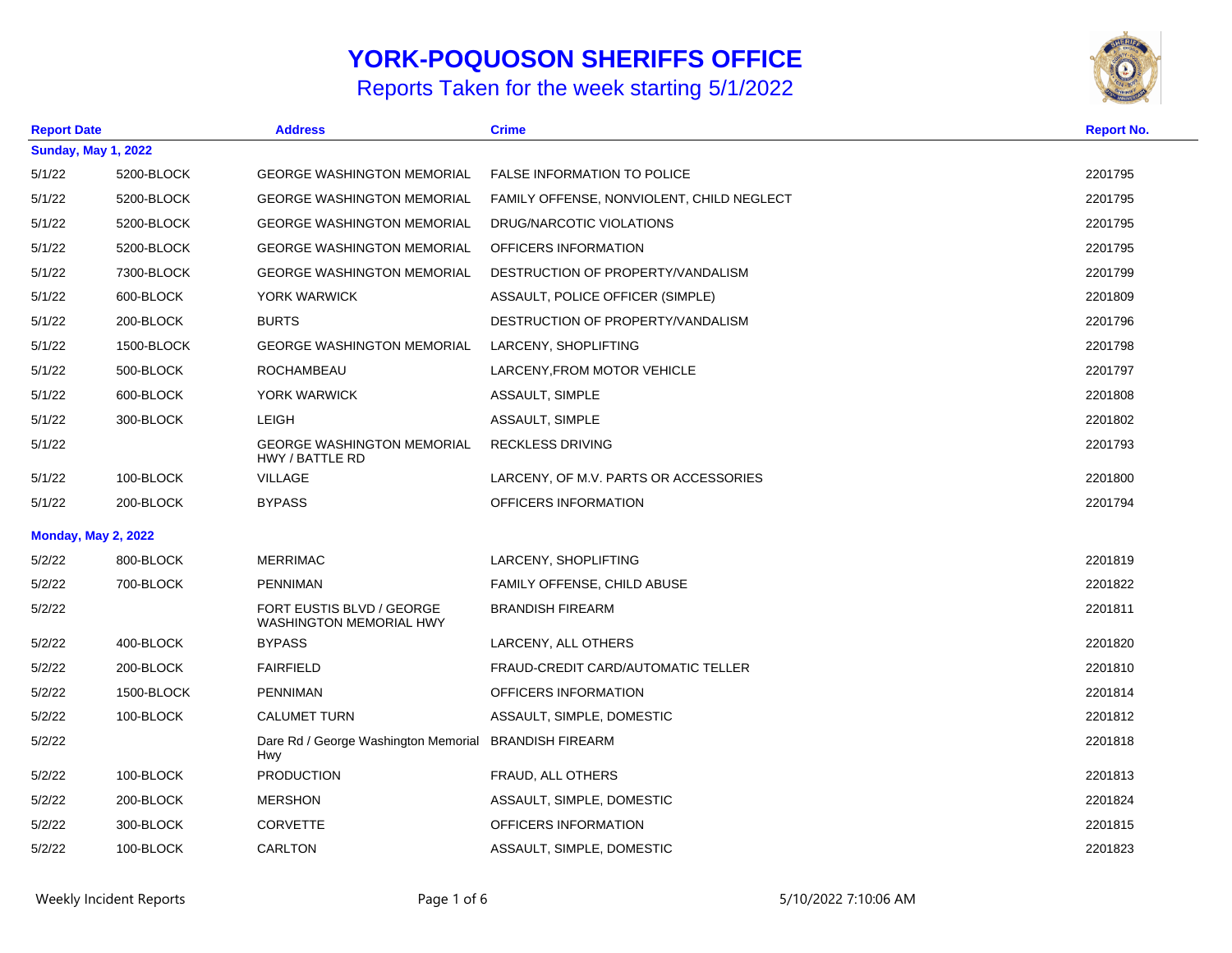# YORK-POQUOSON SHERIFFS OFFICE

## Reports Taken for the week starting 5/1/2022

| Report Date | | Address | Crime | Report No. |
|---|---|---|---|---|
| **Sunday, May 1, 2022** | | | | |
| 5/1/22 | 5200-BLOCK | GEORGE WASHINGTON MEMORIAL | FALSE INFORMATION TO POLICE | 2201795 |
| 5/1/22 | 5200-BLOCK | GEORGE WASHINGTON MEMORIAL | FAMILY OFFENSE, NONVIOLENT, CHILD NEGLECT | 2201795 |
| 5/1/22 | 5200-BLOCK | GEORGE WASHINGTON MEMORIAL | DRUG/NARCOTIC VIOLATIONS | 2201795 |
| 5/1/22 | 5200-BLOCK | GEORGE WASHINGTON MEMORIAL | OFFICERS INFORMATION | 2201795 |
| 5/1/22 | 7300-BLOCK | GEORGE WASHINGTON MEMORIAL | DESTRUCTION OF PROPERTY/VANDALISM | 2201799 |
| 5/1/22 | 600-BLOCK | YORK WARWICK | ASSAULT, POLICE OFFICER (SIMPLE) | 2201809 |
| 5/1/22 | 200-BLOCK | BURTS | DESTRUCTION OF PROPERTY/VANDALISM | 2201796 |
| 5/1/22 | 1500-BLOCK | GEORGE WASHINGTON MEMORIAL | LARCENY, SHOPLIFTING | 2201798 |
| 5/1/22 | 500-BLOCK | ROCHAMBEAU | LARCENY,FROM MOTOR VEHICLE | 2201797 |
| 5/1/22 | 600-BLOCK | YORK WARWICK | ASSAULT, SIMPLE | 2201808 |
| 5/1/22 | 300-BLOCK | LEIGH | ASSAULT, SIMPLE | 2201802 |
| 5/1/22 | | GEORGE WASHINGTON MEMORIAL HWY / BATTLE RD | RECKLESS DRIVING | 2201793 |
| 5/1/22 | 100-BLOCK | VILLAGE | LARCENY, OF M.V. PARTS OR ACCESSORIES | 2201800 |
| 5/1/22 | 200-BLOCK | BYPASS | OFFICERS INFORMATION | 2201794 |
| **Monday, May 2, 2022** | | | | |
| 5/2/22 | 800-BLOCK | MERRIMAC | LARCENY, SHOPLIFTING | 2201819 |
| 5/2/22 | 700-BLOCK | PENNIMAN | FAMILY OFFENSE, CHILD ABUSE | 2201822 |
| 5/2/22 | | FORT EUSTIS BLVD / GEORGE WASHINGTON MEMORIAL HWY | BRANDISH FIREARM | 2201811 |
| 5/2/22 | 400-BLOCK | BYPASS | LARCENY, ALL OTHERS | 2201820 |
| 5/2/22 | 200-BLOCK | FAIRFIELD | FRAUD-CREDIT CARD/AUTOMATIC TELLER | 2201810 |
| 5/2/22 | 1500-BLOCK | PENNIMAN | OFFICERS INFORMATION | 2201814 |
| 5/2/22 | 100-BLOCK | CALUMET TURN | ASSAULT, SIMPLE, DOMESTIC | 2201812 |
| 5/2/22 | | Dare Rd / George Washington Memorial Hwy | BRANDISH FIREARM | 2201818 |
| 5/2/22 | 100-BLOCK | PRODUCTION | FRAUD, ALL OTHERS | 2201813 |
| 5/2/22 | 200-BLOCK | MERSHON | ASSAULT, SIMPLE, DOMESTIC | 2201824 |
| 5/2/22 | 300-BLOCK | CORVETTE | OFFICERS INFORMATION | 2201815 |
| 5/2/22 | 100-BLOCK | CARLTON | ASSAULT, SIMPLE, DOMESTIC | 2201823 |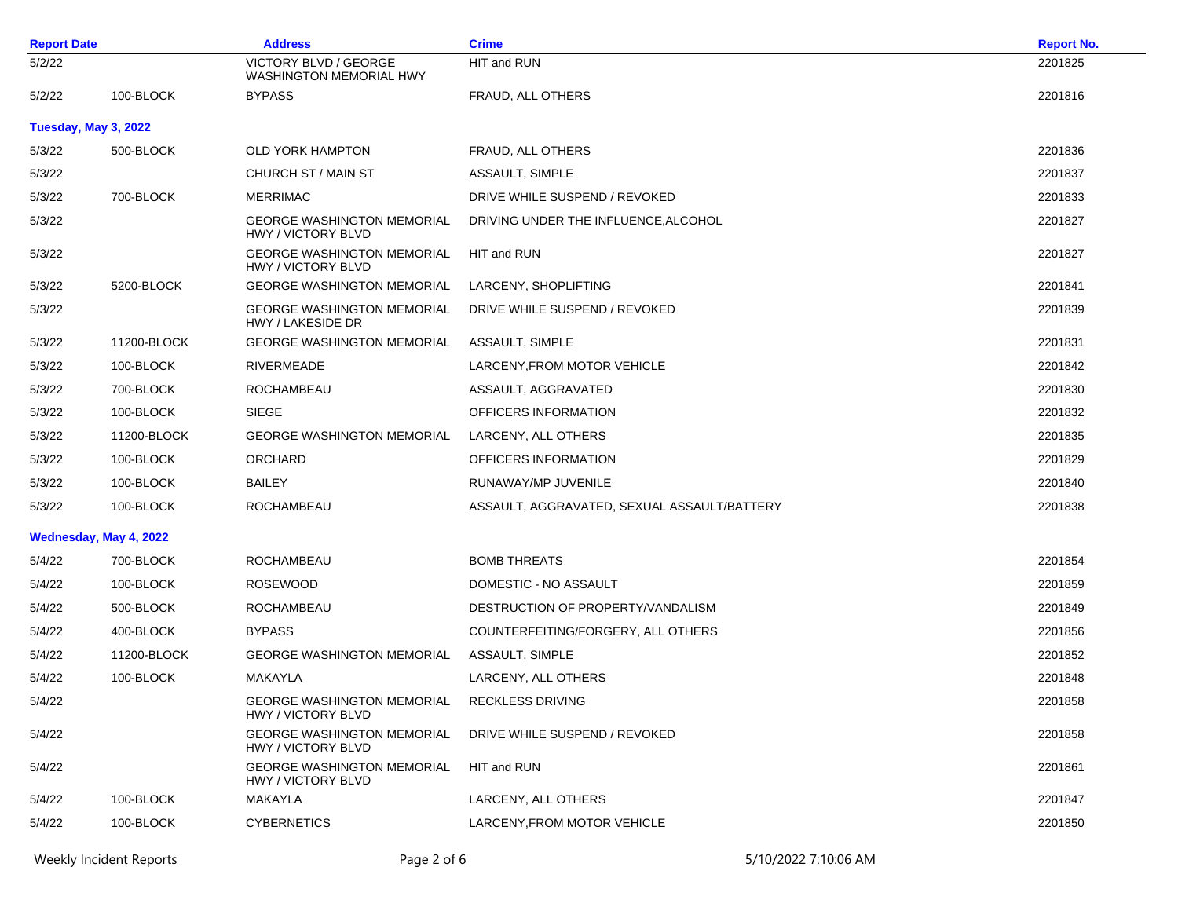| Report Date | | Address | Crime | Report No. |
|---|---|---|---|---|
| 5/2/22 | | VICTORY BLVD / GEORGE WASHINGTON MEMORIAL HWY | HIT and RUN | 2201825 |
| 5/2/22 | 100-BLOCK | BYPASS | FRAUD, ALL OTHERS | 2201816 |
| **Tuesday, May 3, 2022** | | | | |
| 5/3/22 | 500-BLOCK | OLD YORK HAMPTON | FRAUD, ALL OTHERS | 2201836 |
| 5/3/22 | | CHURCH ST / MAIN ST | ASSAULT, SIMPLE | 2201837 |
| 5/3/22 | 700-BLOCK | MERRIMAC | DRIVE WHILE SUSPEND / REVOKED | 2201833 |
| 5/3/22 | | GEORGE WASHINGTON MEMORIAL HWY / VICTORY BLVD | DRIVING UNDER THE INFLUENCE,ALCOHOL | 2201827 |
| 5/3/22 | | GEORGE WASHINGTON MEMORIAL HWY / VICTORY BLVD | HIT and RUN | 2201827 |
| 5/3/22 | 5200-BLOCK | GEORGE WASHINGTON MEMORIAL | LARCENY, SHOPLIFTING | 2201841 |
| 5/3/22 | | GEORGE WASHINGTON MEMORIAL HWY / LAKESIDE DR | DRIVE WHILE SUSPEND / REVOKED | 2201839 |
| 5/3/22 | 11200-BLOCK | GEORGE WASHINGTON MEMORIAL | ASSAULT, SIMPLE | 2201831 |
| 5/3/22 | 100-BLOCK | RIVERMEADE | LARCENY,FROM MOTOR VEHICLE | 2201842 |
| 5/3/22 | 700-BLOCK | ROCHAMBEAU | ASSAULT, AGGRAVATED | 2201830 |
| 5/3/22 | 100-BLOCK | SIEGE | OFFICERS INFORMATION | 2201832 |
| 5/3/22 | 11200-BLOCK | GEORGE WASHINGTON MEMORIAL | LARCENY, ALL OTHERS | 2201835 |
| 5/3/22 | 100-BLOCK | ORCHARD | OFFICERS INFORMATION | 2201829 |
| 5/3/22 | 100-BLOCK | BAILEY | RUNAWAY/MP JUVENILE | 2201840 |
| 5/3/22 | 100-BLOCK | ROCHAMBEAU | ASSAULT, AGGRAVATED, SEXUAL ASSAULT/BATTERY | 2201838 |
| **Wednesday, May 4, 2022** | | | | |
| 5/4/22 | 700-BLOCK | ROCHAMBEAU | BOMB THREATS | 2201854 |
| 5/4/22 | 100-BLOCK | ROSEWOOD | DOMESTIC - NO ASSAULT | 2201859 |
| 5/4/22 | 500-BLOCK | ROCHAMBEAU | DESTRUCTION OF PROPERTY/VANDALISM | 2201849 |
| 5/4/22 | 400-BLOCK | BYPASS | COUNTERFEITING/FORGERY, ALL OTHERS | 2201856 |
| 5/4/22 | 11200-BLOCK | GEORGE WASHINGTON MEMORIAL | ASSAULT, SIMPLE | 2201852 |
| 5/4/22 | 100-BLOCK | MAKAYLA | LARCENY, ALL OTHERS | 2201848 |
| 5/4/22 | | GEORGE WASHINGTON MEMORIAL HWY / VICTORY BLVD | RECKLESS DRIVING | 2201858 |
| 5/4/22 | | GEORGE WASHINGTON MEMORIAL HWY / VICTORY BLVD | DRIVE WHILE SUSPEND / REVOKED | 2201858 |
| 5/4/22 | | GEORGE WASHINGTON MEMORIAL HWY / VICTORY BLVD | HIT and RUN | 2201861 |
| 5/4/22 | 100-BLOCK | MAKAYLA | LARCENY, ALL OTHERS | 2201847 |
| 5/4/22 | 100-BLOCK | CYBERNETICS | LARCENY,FROM MOTOR VEHICLE | 2201850 |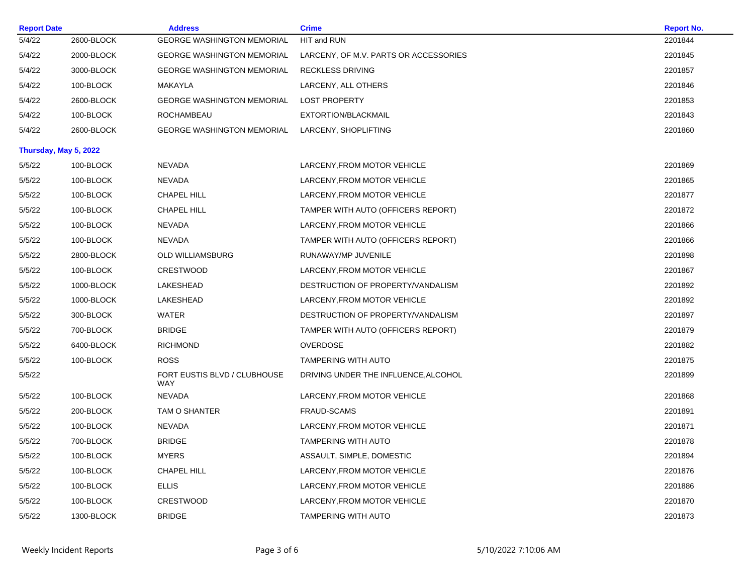| Report Date | | Address | Crime | Report No. |
|---|---|---|---|---|
| 5/4/22 | 2600-BLOCK | GEORGE WASHINGTON MEMORIAL | HIT and RUN | 2201844 |
| 5/4/22 | 2000-BLOCK | GEORGE WASHINGTON MEMORIAL | LARCENY, OF M.V. PARTS OR ACCESSORIES | 2201845 |
| 5/4/22 | 3000-BLOCK | GEORGE WASHINGTON MEMORIAL | RECKLESS DRIVING | 2201857 |
| 5/4/22 | 100-BLOCK | MAKAYLA | LARCENY, ALL OTHERS | 2201846 |
| 5/4/22 | 2600-BLOCK | GEORGE WASHINGTON MEMORIAL | LOST PROPERTY | 2201853 |
| 5/4/22 | 100-BLOCK | ROCHAMBEAU | EXTORTION/BLACKMAIL | 2201843 |
| 5/4/22 | 2600-BLOCK | GEORGE WASHINGTON MEMORIAL | LARCENY, SHOPLIFTING | 2201860 |
| **Thursday, May 5, 2022** | | | | |
| 5/5/22 | 100-BLOCK | NEVADA | LARCENY,FROM MOTOR VEHICLE | 2201869 |
| 5/5/22 | 100-BLOCK | NEVADA | LARCENY,FROM MOTOR VEHICLE | 2201865 |
| 5/5/22 | 100-BLOCK | CHAPEL HILL | LARCENY,FROM MOTOR VEHICLE | 2201877 |
| 5/5/22 | 100-BLOCK | CHAPEL HILL | TAMPER WITH AUTO (OFFICERS REPORT) | 2201872 |
| 5/5/22 | 100-BLOCK | NEVADA | LARCENY,FROM MOTOR VEHICLE | 2201866 |
| 5/5/22 | 100-BLOCK | NEVADA | TAMPER WITH AUTO (OFFICERS REPORT) | 2201866 |
| 5/5/22 | 2800-BLOCK | OLD WILLIAMSBURG | RUNAWAY/MP JUVENILE | 2201898 |
| 5/5/22 | 100-BLOCK | CRESTWOOD | LARCENY,FROM MOTOR VEHICLE | 2201867 |
| 5/5/22 | 1000-BLOCK | LAKESHEAD | DESTRUCTION OF PROPERTY/VANDALISM | 2201892 |
| 5/5/22 | 1000-BLOCK | LAKESHEAD | LARCENY,FROM MOTOR VEHICLE | 2201892 |
| 5/5/22 | 300-BLOCK | WATER | DESTRUCTION OF PROPERTY/VANDALISM | 2201897 |
| 5/5/22 | 700-BLOCK | BRIDGE | TAMPER WITH AUTO (OFFICERS REPORT) | 2201879 |
| 5/5/22 | 6400-BLOCK | RICHMOND | OVERDOSE | 2201882 |
| 5/5/22 | 100-BLOCK | ROSS | TAMPERING WITH AUTO | 2201875 |
| 5/5/22 | | FORT EUSTIS BLVD / CLUBHOUSE WAY | DRIVING UNDER THE INFLUENCE,ALCOHOL | 2201899 |
| 5/5/22 | 100-BLOCK | NEVADA | LARCENY,FROM MOTOR VEHICLE | 2201868 |
| 5/5/22 | 200-BLOCK | TAM O SHANTER | FRAUD-SCAMS | 2201891 |
| 5/5/22 | 100-BLOCK | NEVADA | LARCENY,FROM MOTOR VEHICLE | 2201871 |
| 5/5/22 | 700-BLOCK | BRIDGE | TAMPERING WITH AUTO | 2201878 |
| 5/5/22 | 100-BLOCK | MYERS | ASSAULT, SIMPLE, DOMESTIC | 2201894 |
| 5/5/22 | 100-BLOCK | CHAPEL HILL | LARCENY,FROM MOTOR VEHICLE | 2201876 |
| 5/5/22 | 100-BLOCK | ELLIS | LARCENY,FROM MOTOR VEHICLE | 2201886 |
| 5/5/22 | 100-BLOCK | CRESTWOOD | LARCENY,FROM MOTOR VEHICLE | 2201870 |
| 5/5/22 | 1300-BLOCK | BRIDGE | TAMPERING WITH AUTO | 2201873 |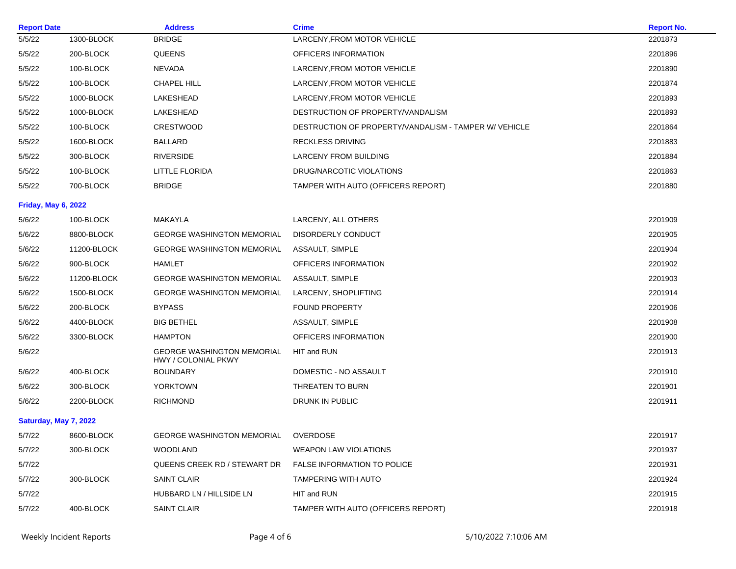| Report Date | | Address | Crime | Report No. |
|---|---|---|---|---|
| 5/5/22 | 1300-BLOCK | BRIDGE | LARCENY,FROM MOTOR VEHICLE | 2201873 |
| 5/5/22 | 200-BLOCK | QUEENS | OFFICERS INFORMATION | 2201896 |
| 5/5/22 | 100-BLOCK | NEVADA | LARCENY,FROM MOTOR VEHICLE | 2201890 |
| 5/5/22 | 100-BLOCK | CHAPEL HILL | LARCENY,FROM MOTOR VEHICLE | 2201874 |
| 5/5/22 | 1000-BLOCK | LAKESHEAD | LARCENY,FROM MOTOR VEHICLE | 2201893 |
| 5/5/22 | 1000-BLOCK | LAKESHEAD | DESTRUCTION OF PROPERTY/VANDALISM | 2201893 |
| 5/5/22 | 100-BLOCK | CRESTWOOD | DESTRUCTION OF PROPERTY/VANDALISM - TAMPER W/ VEHICLE | 2201864 |
| 5/5/22 | 1600-BLOCK | BALLARD | RECKLESS DRIVING | 2201883 |
| 5/5/22 | 300-BLOCK | RIVERSIDE | LARCENY FROM BUILDING | 2201884 |
| 5/5/22 | 100-BLOCK | LITTLE FLORIDA | DRUG/NARCOTIC VIOLATIONS | 2201863 |
| 5/5/22 | 700-BLOCK | BRIDGE | TAMPER WITH AUTO (OFFICERS REPORT) | 2201880 |
| **Friday, May 6, 2022** | | | | |
| 5/6/22 | 100-BLOCK | MAKAYLA | LARCENY, ALL OTHERS | 2201909 |
| 5/6/22 | 8800-BLOCK | GEORGE WASHINGTON MEMORIAL | DISORDERLY CONDUCT | 2201905 |
| 5/6/22 | 11200-BLOCK | GEORGE WASHINGTON MEMORIAL | ASSAULT, SIMPLE | 2201904 |
| 5/6/22 | 900-BLOCK | HAMLET | OFFICERS INFORMATION | 2201902 |
| 5/6/22 | 11200-BLOCK | GEORGE WASHINGTON MEMORIAL | ASSAULT, SIMPLE | 2201903 |
| 5/6/22 | 1500-BLOCK | GEORGE WASHINGTON MEMORIAL | LARCENY, SHOPLIFTING | 2201914 |
| 5/6/22 | 200-BLOCK | BYPASS | FOUND PROPERTY | 2201906 |
| 5/6/22 | 4400-BLOCK | BIG BETHEL | ASSAULT, SIMPLE | 2201908 |
| 5/6/22 | 3300-BLOCK | HAMPTON | OFFICERS INFORMATION | 2201900 |
| 5/6/22 | | GEORGE WASHINGTON MEMORIAL HWY / COLONIAL PKWY | HIT and RUN | 2201913 |
| 5/6/22 | 400-BLOCK | BOUNDARY | DOMESTIC - NO ASSAULT | 2201910 |
| 5/6/22 | 300-BLOCK | YORKTOWN | THREATEN TO BURN | 2201901 |
| 5/6/22 | 2200-BLOCK | RICHMOND | DRUNK IN PUBLIC | 2201911 |
| **Saturday, May 7, 2022** | | | | |
| 5/7/22 | 8600-BLOCK | GEORGE WASHINGTON MEMORIAL | OVERDOSE | 2201917 |
| 5/7/22 | 300-BLOCK | WOODLAND | WEAPON LAW VIOLATIONS | 2201937 |
| 5/7/22 | | QUEENS CREEK RD / STEWART DR | FALSE INFORMATION TO POLICE | 2201931 |
| 5/7/22 | 300-BLOCK | SAINT CLAIR | TAMPERING WITH AUTO | 2201924 |
| 5/7/22 | | HUBBARD LN / HILLSIDE LN | HIT and RUN | 2201915 |
| 5/7/22 | 400-BLOCK | SAINT CLAIR | TAMPER WITH AUTO (OFFICERS REPORT) | 2201918 |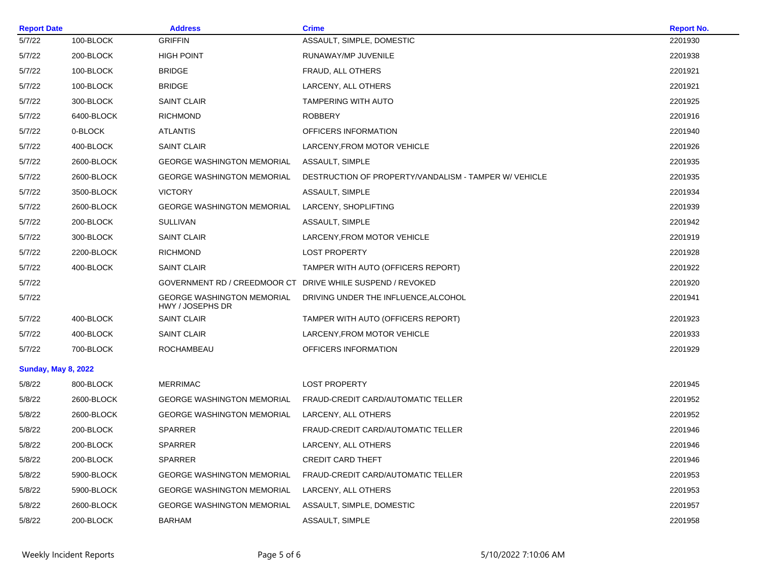| Report Date | | Address | Crime | Report No. |
|---|---|---|---|---|
| 5/7/22 | 100-BLOCK | GRIFFIN | ASSAULT, SIMPLE, DOMESTIC | 2201930 |
| 5/7/22 | 200-BLOCK | HIGH POINT | RUNAWAY/MP JUVENILE | 2201938 |
| 5/7/22 | 100-BLOCK | BRIDGE | FRAUD, ALL OTHERS | 2201921 |
| 5/7/22 | 100-BLOCK | BRIDGE | LARCENY, ALL OTHERS | 2201921 |
| 5/7/22 | 300-BLOCK | SAINT CLAIR | TAMPERING WITH AUTO | 2201925 |
| 5/7/22 | 6400-BLOCK | RICHMOND | ROBBERY | 2201916 |
| 5/7/22 | 0-BLOCK | ATLANTIS | OFFICERS INFORMATION | 2201940 |
| 5/7/22 | 400-BLOCK | SAINT CLAIR | LARCENY,FROM MOTOR VEHICLE | 2201926 |
| 5/7/22 | 2600-BLOCK | GEORGE WASHINGTON MEMORIAL | ASSAULT, SIMPLE | 2201935 |
| 5/7/22 | 2600-BLOCK | GEORGE WASHINGTON MEMORIAL | DESTRUCTION OF PROPERTY/VANDALISM - TAMPER W/ VEHICLE | 2201935 |
| 5/7/22 | 3500-BLOCK | VICTORY | ASSAULT, SIMPLE | 2201934 |
| 5/7/22 | 2600-BLOCK | GEORGE WASHINGTON MEMORIAL | LARCENY, SHOPLIFTING | 2201939 |
| 5/7/22 | 200-BLOCK | SULLIVAN | ASSAULT, SIMPLE | 2201942 |
| 5/7/22 | 300-BLOCK | SAINT CLAIR | LARCENY,FROM MOTOR VEHICLE | 2201919 |
| 5/7/22 | 2200-BLOCK | RICHMOND | LOST PROPERTY | 2201928 |
| 5/7/22 | 400-BLOCK | SAINT CLAIR | TAMPER WITH AUTO (OFFICERS REPORT) | 2201922 |
| 5/7/22 | | GOVERNMENT RD / CREEDMOOR CT | DRIVE WHILE SUSPEND / REVOKED | 2201920 |
| 5/7/22 | | GEORGE WASHINGTON MEMORIAL HWY / JOSEPHS DR | DRIVING UNDER THE INFLUENCE,ALCOHOL | 2201941 |
| 5/7/22 | 400-BLOCK | SAINT CLAIR | TAMPER WITH AUTO (OFFICERS REPORT) | 2201923 |
| 5/7/22 | 400-BLOCK | SAINT CLAIR | LARCENY,FROM MOTOR VEHICLE | 2201933 |
| 5/7/22 | 700-BLOCK | ROCHAMBEAU | OFFICERS INFORMATION | 2201929 |
| **Sunday, May 8, 2022** | | | | |
| 5/8/22 | 800-BLOCK | MERRIMAC | LOST PROPERTY | 2201945 |
| 5/8/22 | 2600-BLOCK | GEORGE WASHINGTON MEMORIAL | FRAUD-CREDIT CARD/AUTOMATIC TELLER | 2201952 |
| 5/8/22 | 2600-BLOCK | GEORGE WASHINGTON MEMORIAL | LARCENY, ALL OTHERS | 2201952 |
| 5/8/22 | 200-BLOCK | SPARRER | FRAUD-CREDIT CARD/AUTOMATIC TELLER | 2201946 |
| 5/8/22 | 200-BLOCK | SPARRER | LARCENY, ALL OTHERS | 2201946 |
| 5/8/22 | 200-BLOCK | SPARRER | CREDIT CARD THEFT | 2201946 |
| 5/8/22 | 5900-BLOCK | GEORGE WASHINGTON MEMORIAL | FRAUD-CREDIT CARD/AUTOMATIC TELLER | 2201953 |
| 5/8/22 | 5900-BLOCK | GEORGE WASHINGTON MEMORIAL | LARCENY, ALL OTHERS | 2201953 |
| 5/8/22 | 2600-BLOCK | GEORGE WASHINGTON MEMORIAL | ASSAULT, SIMPLE, DOMESTIC | 2201957 |
| 5/8/22 | 200-BLOCK | BARHAM | ASSAULT, SIMPLE | 2201958 |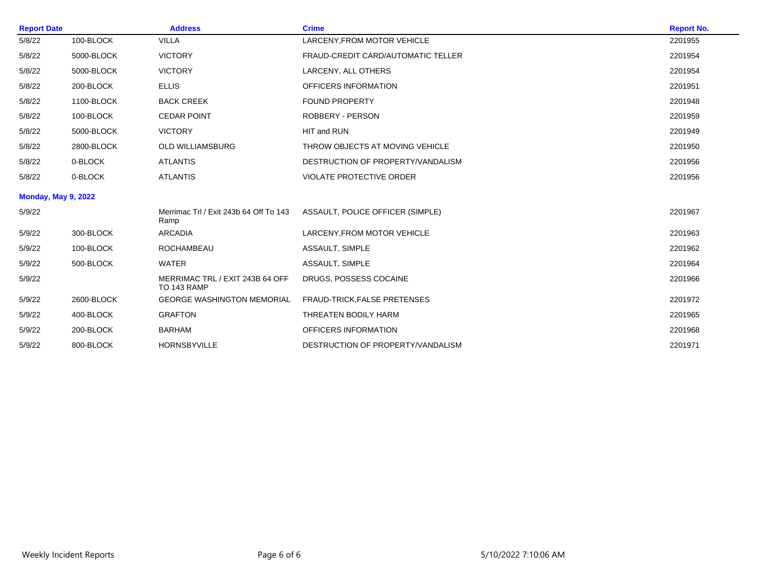| Report Date | | Address | Crime | Report No. |
|---|---|---|---|---|
| 5/8/22 | 100-BLOCK | VILLA | LARCENY,FROM MOTOR VEHICLE | 2201955 |
| 5/8/22 | 5000-BLOCK | VICTORY | FRAUD-CREDIT CARD/AUTOMATIC TELLER | 2201954 |
| 5/8/22 | 5000-BLOCK | VICTORY | LARCENY, ALL OTHERS | 2201954 |
| 5/8/22 | 200-BLOCK | ELLIS | OFFICERS INFORMATION | 2201951 |
| 5/8/22 | 1100-BLOCK | BACK CREEK | FOUND PROPERTY | 2201948 |
| 5/8/22 | 100-BLOCK | CEDAR POINT | ROBBERY - PERSON | 2201959 |
| 5/8/22 | 5000-BLOCK | VICTORY | HIT and RUN | 2201949 |
| 5/8/22 | 2800-BLOCK | OLD WILLIAMSBURG | THROW OBJECTS AT MOVING VEHICLE | 2201950 |
| 5/8/22 | 0-BLOCK | ATLANTIS | DESTRUCTION OF PROPERTY/VANDALISM | 2201956 |
| 5/8/22 | 0-BLOCK | ATLANTIS | VIOLATE PROTECTIVE ORDER | 2201956 |
| **Monday, May 9, 2022** | | | | |
| 5/9/22 | | Merrimac Trl / Exit 243b 64 Off To 143 Ramp | ASSAULT, POLICE OFFICER (SIMPLE) | 2201967 |
| 5/9/22 | 300-BLOCK | ARCADIA | LARCENY,FROM MOTOR VEHICLE | 2201963 |
| 5/9/22 | 100-BLOCK | ROCHAMBEAU | ASSAULT, SIMPLE | 2201962 |
| 5/9/22 | 500-BLOCK | WATER | ASSAULT, SIMPLE | 2201964 |
| 5/9/22 | | MERRIMAC TRL / EXIT 243B 64 OFF TO 143 RAMP | DRUGS, POSSESS COCAINE | 2201966 |
| 5/9/22 | 2600-BLOCK | GEORGE WASHINGTON MEMORIAL | FRAUD-TRICK,FALSE PRETENSES | 2201972 |
| 5/9/22 | 400-BLOCK | GRAFTON | THREATEN BODILY HARM | 2201965 |
| 5/9/22 | 200-BLOCK | BARHAM | OFFICERS INFORMATION | 2201968 |
| 5/9/22 | 800-BLOCK | HORNSBYVILLE | DESTRUCTION OF PROPERTY/VANDALISM | 2201971 |